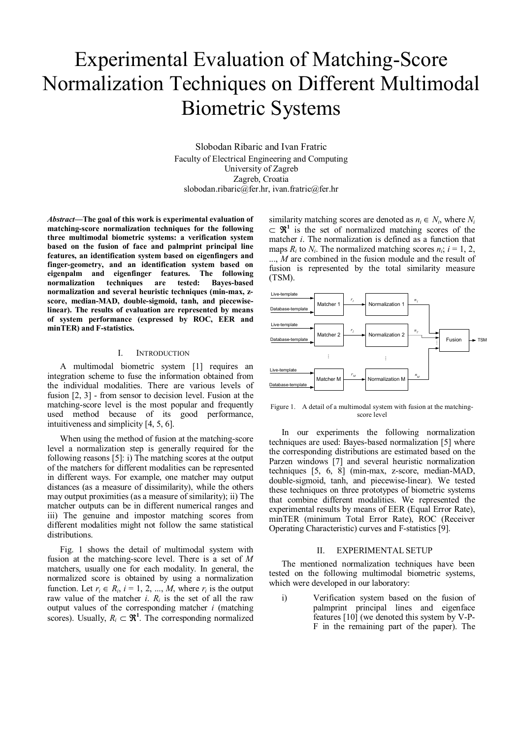# Experimental Evaluation of Matching-Score Normalization Techniques on Different Multimodal Biometric Systems

Slobodan Ribaric and Ivan Fratric
Faculty of Electrical Engineering and Computing
University of Zagreb
Zagreb, Croatia
slobodan.ribaric@fer.hr, ivan.fratric@fer.hr

***Abstract*—The goal of this work is experimental evaluation of matching-score normalization techniques for the following three multimodal biometric systems: a verification system based on the fusion of face and palmprint principal line features, an identification system based on eigenfingers and finger-geometry, and an identification system based on eigenpalm and eigenfinger features. The following normalization techniques are tested: Bayes-based normalization and several heuristic techniques (min-max, z-score, median-MAD, double-sigmoid, tanh, and piecewise-linear). The results of evaluation are represented by means of system performance (expressed by ROC, EER and minTER) and F-statistics.**

## I. Introduction

A multimodal biometric system [1] requires an integration scheme to fuse the information obtained from the individual modalities. There are various levels of fusion [2, 3] - from sensor to decision level. Fusion at the matching-score level is the most popular and frequently used method because of its good performance, intuitiveness and simplicity [4, 5, 6].

When using the method of fusion at the matching-score level a normalization step is generally required for the following reasons [5]: i) The matching scores at the output of the matchers for different modalities can be represented in different ways. For example, one matcher may output distances (as a measure of dissimilarity), while the others may output proximities (as a measure of similarity); ii) The matcher outputs can be in different numerical ranges and iii) The genuine and impostor matching scores from different modalities might not follow the same statistical distributions.

Fig. 1 shows the detail of multimodal system with fusion at the matching-score level. There is a set of $M$ matchers, usually one for each modality. In general, the normalized score is obtained by using a normalization function. Let $r_i \in R_i$, $i = 1, 2, ..., M$, where $r_i$ is the output raw value of the matcher $i$. $R_i$ is the set of all the raw output values of the corresponding matcher $i$ (matching scores). Usually, $R_i \subset \mathfrak{R}^1$. The corresponding normalized similarity matching scores are denoted as $n_i \in N_i$, where $N_i \subset \mathfrak{R}^1$ is the set of normalized matching scores of the matcher $i$. The normalization is defined as a function that maps $R_i$ to $N_i$. The normalized matching scores $n_i$; $i = 1, 2, ..., M$ are combined in the fusion module and the result of fusion is represented by the total similarity measure (TSM).

Figure 1. A detail of a multimodal system with fusion at the matching-score level

In our experiments the following normalization techniques are used: Bayes-based normalization [5] where the corresponding distributions are estimated based on the Parzen windows [7] and several heuristic normalization techniques [5, 6, 8] (min-max, z-score, median-MAD, double-sigmoid, tanh, and piecewise-linear). We tested these techniques on three prototypes of biometric systems that combine different modalities. We represented the experimental results by means of EER (Equal Error Rate), minTER (minimum Total Error Rate), ROC (Receiver Operating Characteristic) curves and F-statistics [9].

## II. Experimental Setup

The mentioned normalization techniques have been tested on the following multimodal biometric systems, which were developed in our laboratory:

i) Verification system based on the fusion of palmprint principal lines and eigenface features [10] (we denoted this system by V-P-F in the remaining part of the paper). The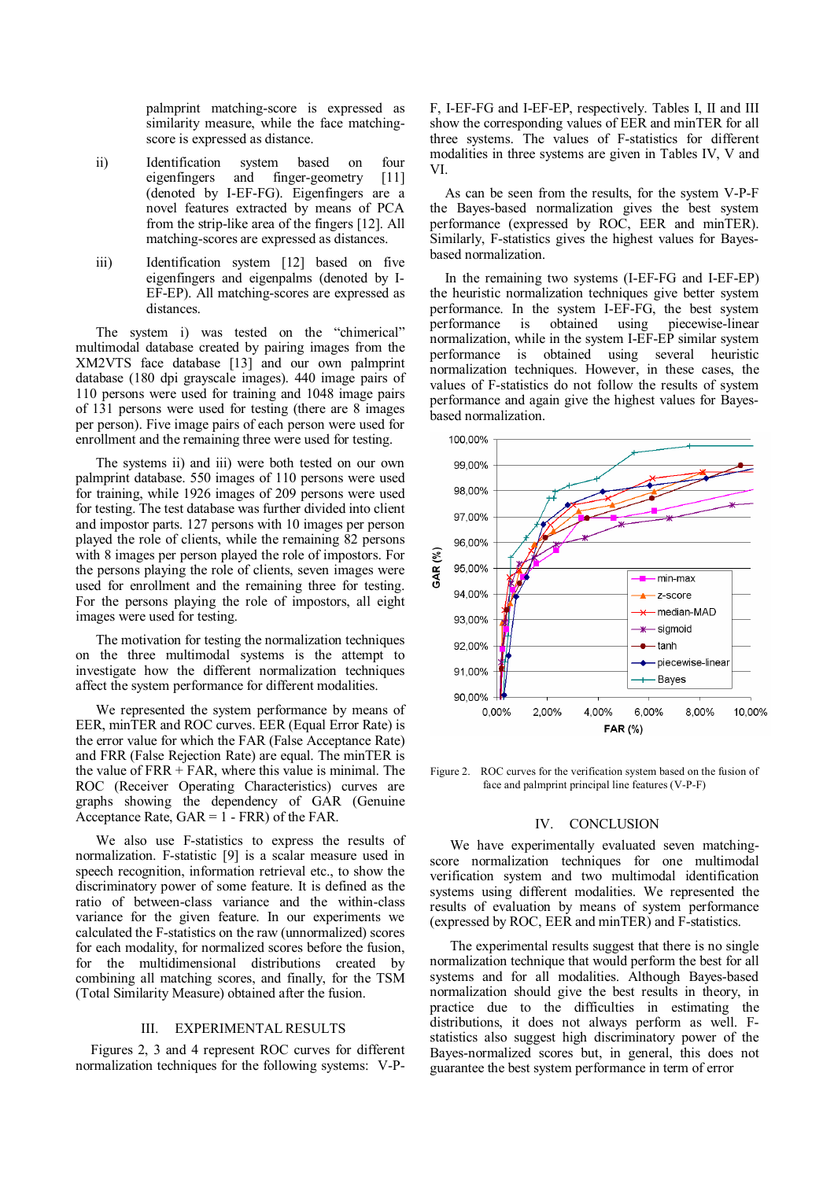palmprint matching-score is expressed as similarity measure, while the face matching-score is expressed as distance.

ii) Identification system based on four eigenfingers and finger-geometry [11] (denoted by I-EF-FG). Eigenfingers are a novel features extracted by means of PCA from the strip-like area of the fingers [12]. All matching-scores are expressed as distances.

iii) Identification system [12] based on five eigenfingers and eigenpalms (denoted by I-EF-EP). All matching-scores are expressed as distances.

The system i) was tested on the "chimerical" multimodal database created by pairing images from the XM2VTS face database [13] and our own palmprint database (180 dpi grayscale images). 440 image pairs of 110 persons were used for training and 1048 image pairs of 131 persons were used for testing (there are 8 images per person). Five image pairs of each person were used for enrollment and the remaining three were used for testing.

The systems ii) and iii) were both tested on our own palmprint database. 550 images of 110 persons were used for training, while 1926 images of 209 persons were used for testing. The test database was further divided into client and impostor parts. 127 persons with 10 images per person played the role of clients, while the remaining 82 persons with 8 images per person played the role of impostors. For the persons playing the role of clients, seven images were used for enrollment and the remaining three for testing. For the persons playing the role of impostors, all eight images were used for testing.

The motivation for testing the normalization techniques on the three multimodal systems is the attempt to investigate how the different normalization techniques affect the system performance for different modalities.

We represented the system performance by means of EER, minTER and ROC curves. EER (Equal Error Rate) is the error value for which the FAR (False Acceptance Rate) and FRR (False Rejection Rate) are equal. The minTER is the value of FRR + FAR, where this value is minimal. The ROC (Receiver Operating Characteristics) curves are graphs showing the dependency of GAR (Genuine Acceptance Rate, GAR = 1 - FRR) of the FAR.

We also use F-statistics to express the results of normalization. F-statistic [9] is a scalar measure used in speech recognition, information retrieval etc., to show the discriminatory power of some feature. It is defined as the ratio of between-class variance and the within-class variance for the given feature. In our experiments we calculated the F-statistics on the raw (unnormalized) scores for each modality, for normalized scores before the fusion, for the multidimensional distributions created by combining all matching scores, and finally, for the TSM (Total Similarity Measure) obtained after the fusion.

## III. EXPERIMENTAL RESULTS

Figures 2, 3 and 4 represent ROC curves for different normalization techniques for the following systems: V-P-F, I-EF-FG and I-EF-EP, respectively. Tables I, II and III show the corresponding values of EER and minTER for all three systems. The values of F-statistics for different modalities in three systems are given in Tables IV, V and VI.

As can be seen from the results, for the system V-P-F the Bayes-based normalization gives the best system performance (expressed by ROC, EER and minTER). Similarly, F-statistics gives the highest values for Bayes-based normalization.

In the remaining two systems (I-EF-FG and I-EF-EP) the heuristic normalization techniques give better system performance. In the system I-EF-FG, the best system performance is obtained using piecewise-linear normalization, while in the system I-EF-EP similar system performance is obtained using several heuristic normalization techniques. However, in these cases, the values of F-statistics do not follow the results of system performance and again give the highest values for Bayes-based normalization.

Figure 2. ROC curves for the verification system based on the fusion of face and palmprint principal line features (V-P-F)

## IV. CONCLUSION

We have experimentally evaluated seven matching-score normalization techniques for one multimodal verification system and two multimodal identification systems using different modalities. We represented the results of evaluation by means of system performance (expressed by ROC, EER and minTER) and F-statistics.

The experimental results suggest that there is no single normalization technique that would perform the best for all systems and for all modalities. Although Bayes-based normalization should give the best results in theory, in practice due to the difficulties in estimating the distributions, it does not always perform as well. F-statistics also suggest high discriminatory power of the Bayes-normalized scores but, in general, this does not guarantee the best system performance in term of error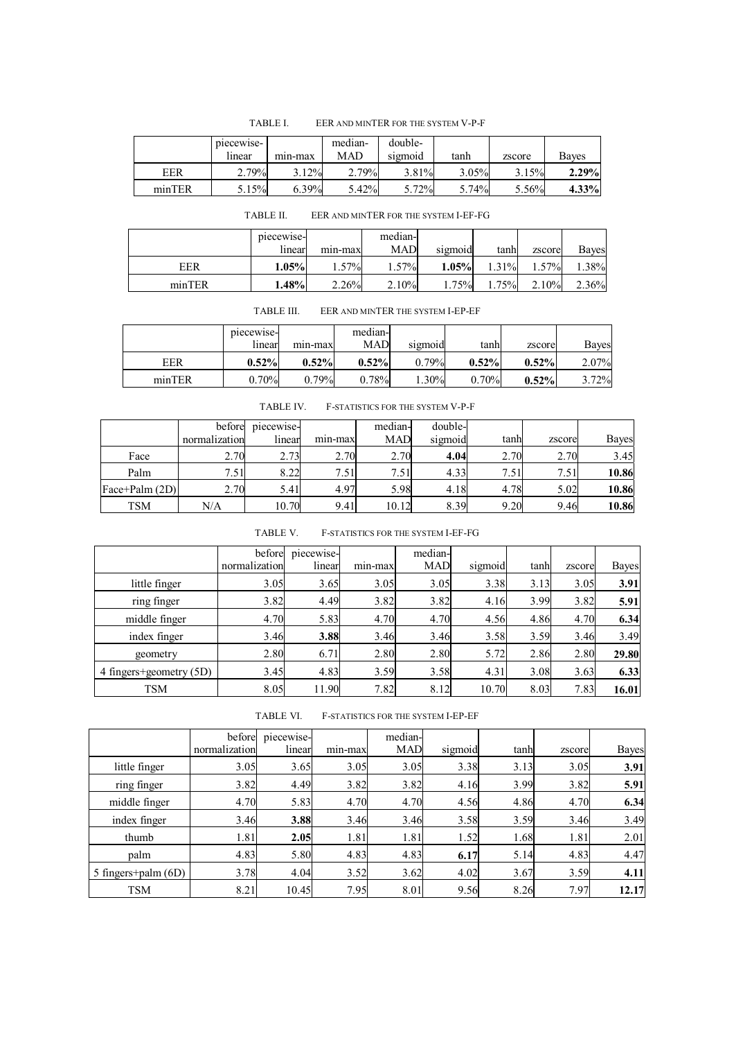TABLE I. EER AND MINTER FOR THE SYSTEM V-P-F

| | piecewise-linear | min-max | median-MAD | double-sigmoid | tanh | zscore | Bayes |
|---|---|---|---|---|---|---|---|
| EER | 2.79% | 3.12% | 2.79% | 3.81% | 3.05% | 3.15% | **2.29%** |
| minTER | 5.15% | 6.39% | 5.42% | 5.72% | 5.74% | 5.56% | **4.33%** |

TABLE II. EER AND MINTER FOR THE SYSTEM I-EF-FG

| | piecewise-linear | min-max | median-MAD | sigmoid | tanh | zscore | Bayes |
|---|---|---|---|---|---|---|---|
| EER | **1.05%** | 1.57% | 1.57% | **1.05%** | 1.31% | 1.57% | 1.38% |
| minTER | **1.48%** | 2.26% | 2.10% | 1.75% | 1.75% | 2.10% | 2.36% |

TABLE III. EER AND MINTER THE SYSTEM I-EP-EF

| | piecewise-linear | min-max | median-MAD | sigmoid | tanh | zscore | Bayes |
|---|---|---|---|---|---|---|---|
| EER | **0.52%** | **0.52%** | **0.52%** | 0.79% | **0.52%** | **0.52%** | 2.07% |
| minTER | 0.70% | 0.79% | 0.78% | 1.30% | 0.70% | **0.52%** | 3.72% |

TABLE IV. F-STATISTICS FOR THE SYSTEM V-P-F

| | before normalization | piecewise-linear | min-max | median-MAD | double-sigmoid | tanh | zscore | Bayes |
|---|---|---|---|---|---|---|---|---|
| Face | 2.70 | 2.73 | 2.70 | 2.70 | **4.04** | 2.70 | 2.70 | 3.45 |
| Palm | 7.51 | 8.22 | 7.51 | 7.51 | 4.33 | 7.51 | 7.51 | **10.86** |
| Face+Palm (2D) | 2.70 | 5.41 | 4.97 | 5.98 | 4.18 | 4.78 | 5.02 | **10.86** |
| TSM | N/A | 10.70 | 9.41 | 10.12 | 8.39 | 9.20 | 9.46 | **10.86** |

TABLE V. F-STATISTICS FOR THE SYSTEM I-EF-FG

| | before normalization | piecewise-linear | min-max | median-MAD | sigmoid | tanh | zscore | Bayes |
|---|---|---|---|---|---|---|---|---|
| little finger | 3.05 | 3.65 | 3.05 | 3.05 | 3.38 | 3.13 | 3.05 | **3.91** |
| ring finger | 3.82 | 4.49 | 3.82 | 3.82 | 4.16 | 3.99 | 3.82 | **5.91** |
| middle finger | 4.70 | 5.83 | 4.70 | 4.70 | 4.56 | 4.86 | 4.70 | **6.34** |
| index finger | 3.46 | **3.88** | 3.46 | 3.46 | 3.58 | 3.59 | 3.46 | 3.49 |
| geometry | 2.80 | 6.71 | 2.80 | 2.80 | 5.72 | 2.86 | 2.80 | **29.80** |
| 4 fingers+geometry (5D) | 3.45 | 4.83 | 3.59 | 3.58 | 4.31 | 3.08 | 3.63 | **6.33** |
| TSM | 8.05 | 11.90 | 7.82 | 8.12 | 10.70 | 8.03 | 7.83 | **16.01** |

TABLE VI. F-STATISTICS FOR THE SYSTEM I-EP-EF

| | before normalization | piecewise-linear | min-max | median-MAD | sigmoid | tanh | zscore | Bayes |
|---|---|---|---|---|---|---|---|---|
| little finger | 3.05 | 3.65 | 3.05 | 3.05 | 3.38 | 3.13 | 3.05 | **3.91** |
| ring finger | 3.82 | 4.49 | 3.82 | 3.82 | 4.16 | 3.99 | 3.82 | **5.91** |
| middle finger | 4.70 | 5.83 | 4.70 | 4.70 | 4.56 | 4.86 | 4.70 | **6.34** |
| index finger | 3.46 | **3.88** | 3.46 | 3.46 | 3.58 | 3.59 | 3.46 | 3.49 |
| thumb | 1.81 | **2.05** | 1.81 | 1.81 | 1.52 | 1.68 | 1.81 | 2.01 |
| palm | 4.83 | 5.80 | 4.83 | 4.83 | **6.17** | 5.14 | 4.83 | 4.47 |
| 5 fingers+palm (6D) | 3.78 | 4.04 | 3.52 | 3.62 | 4.02 | 3.67 | 3.59 | **4.11** |
| TSM | 8.21 | 10.45 | 7.95 | 8.01 | 9.56 | 8.26 | 7.97 | **12.17** |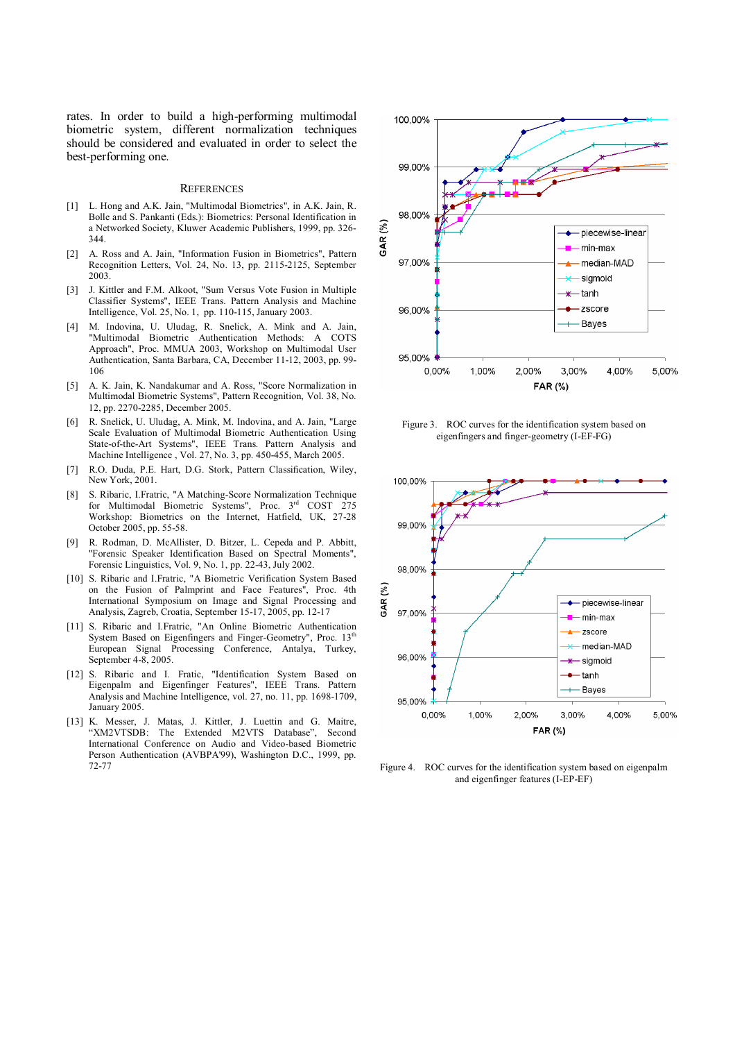rates. In order to build a high-performing multimodal biometric system, different normalization techniques should be considered and evaluated in order to select the best-performing one.

## References

[1] L. Hong and A.K. Jain, "Multimodal Biometrics", in A.K. Jain, R. Bolle and S. Pankanti (Eds.): Biometrics: Personal Identification in a Networked Society, Kluwer Academic Publishers, 1999, pp. 326-344.

[2] A. Ross and A. Jain, "Information Fusion in Biometrics", Pattern Recognition Letters, Vol. 24, No. 13, pp. 2115-2125, September 2003.

[3] J. Kittler and F.M. Alkoot, "Sum Versus Vote Fusion in Multiple Classifier Systems", IEEE Trans. Pattern Analysis and Machine Intelligence, Vol. 25, No. 1, pp. 110-115, January 2003.

[4] M. Indovina, U. Uludag, R. Snelick, A. Mink and A. Jain, "Multimodal Biometric Authentication Methods: A COTS Approach", Proc. MMUA 2003, Workshop on Multimodal User Authentication, Santa Barbara, CA, December 11-12, 2003, pp. 99-106

[5] A. K. Jain, K. Nandakumar and A. Ross, "Score Normalization in Multimodal Biometric Systems", Pattern Recognition, Vol. 38, No. 12, pp. 2270-2285, December 2005.

[6] R. Snelick, U. Uludag, A. Mink, M. Indovina, and A. Jain, "Large Scale Evaluation of Multimodal Biometric Authentication Using State-of-the-Art Systems", IEEE Trans. Pattern Analysis and Machine Intelligence , Vol. 27, No. 3, pp. 450-455, March 2005.

[7] R.O. Duda, P.E. Hart, D.G. Stork, Pattern Classification, Wiley, New York, 2001.

[8] S. Ribaric, I.Fratric, "A Matching-Score Normalization Technique for Multimodal Biometric Systems", Proc. 3rd COST 275 Workshop: Biometrics on the Internet, Hatfield, UK, 27-28 October 2005, pp. 55-58.

[9] R. Rodman, D. McAllister, D. Bitzer, L. Cepeda and P. Abbitt, "Forensic Speaker Identification Based on Spectral Moments", Forensic Linguistics, Vol. 9, No. 1, pp. 22-43, July 2002.

[10] S. Ribaric and I.Fratric, "A Biometric Verification System Based on the Fusion of Palmprint and Face Features", Proc. 4th International Symposium on Image and Signal Processing and Analysis, Zagreb, Croatia, September 15-17, 2005, pp. 12-17

[11] S. Ribaric and I.Fratric, "An Online Biometric Authentication System Based on Eigenfingers and Finger-Geometry", Proc. 13th European Signal Processing Conference, Antalya, Turkey, September 4-8, 2005.

[12] S. Ribaric and I. Fratic, "Identification System Based on Eigenpalm and Eigenfinger Features", IEEE Trans. Pattern Analysis and Machine Intelligence, vol. 27, no. 11, pp. 1698-1709, January 2005.

[13] K. Messer, J. Matas, J. Kittler, J. Luettin and G. Maitre, "XM2VTSDB: The Extended M2VTS Database", Second International Conference on Audio and Video-based Biometric Person Authentication (AVBPA'99), Washington D.C., 1999, pp. 72-77

GAR (%)
100,00%
99,00%
98,00%
97,00%
96,00%
95,00%
0,00% 1,00% 2,00% 3,00% 4,00% 5,00%
FAR (%)
piecewise-linear
min-max
median-MAD
sigmoid
tanh
zscore
Bayes

Figure 3. ROC curves for the identification system based on eigenfingers and finger-geometry (I-EF-FG)

GAR (%)
100,00%
99,00%
98,00%
97,00%
96,00%
95,00%
0,00% 1,00% 2,00% 3,00% 4,00% 5,00%
FAR (%)
piecewise-linear
min-max
zscore
median-MAD
sigmoid
tanh
Bayes

Figure 4. ROC curves for the identification system based on eigenpalm and eigenfinger features (I-EP-EF)